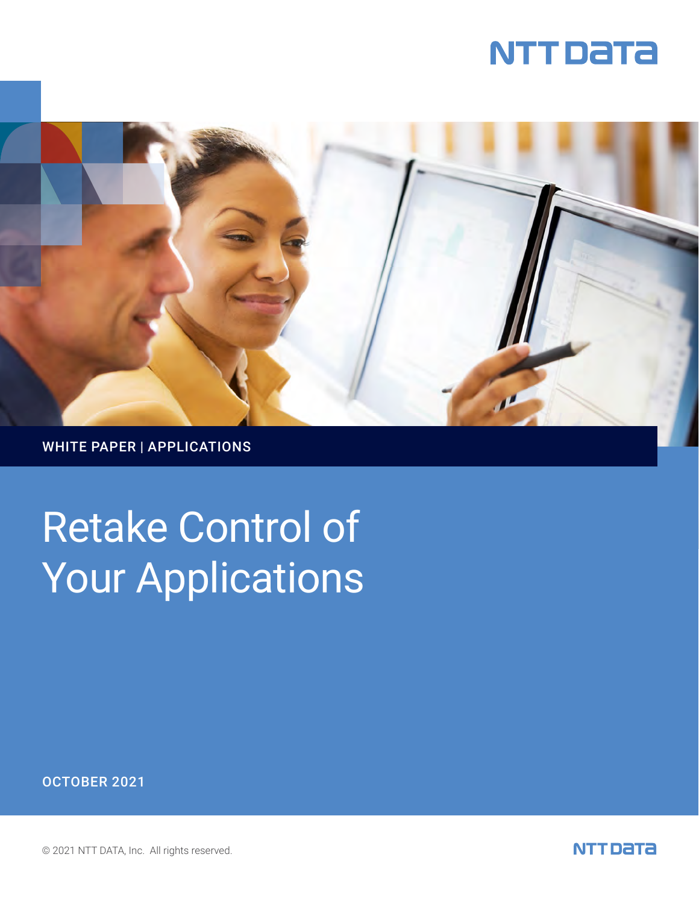NTT DATA

WHITE PAPER | APPLICATIONS

# Retake Control of Your Applications

OCTOBER 2021

© 2021 NTT DATA, Inc. All rights reserved.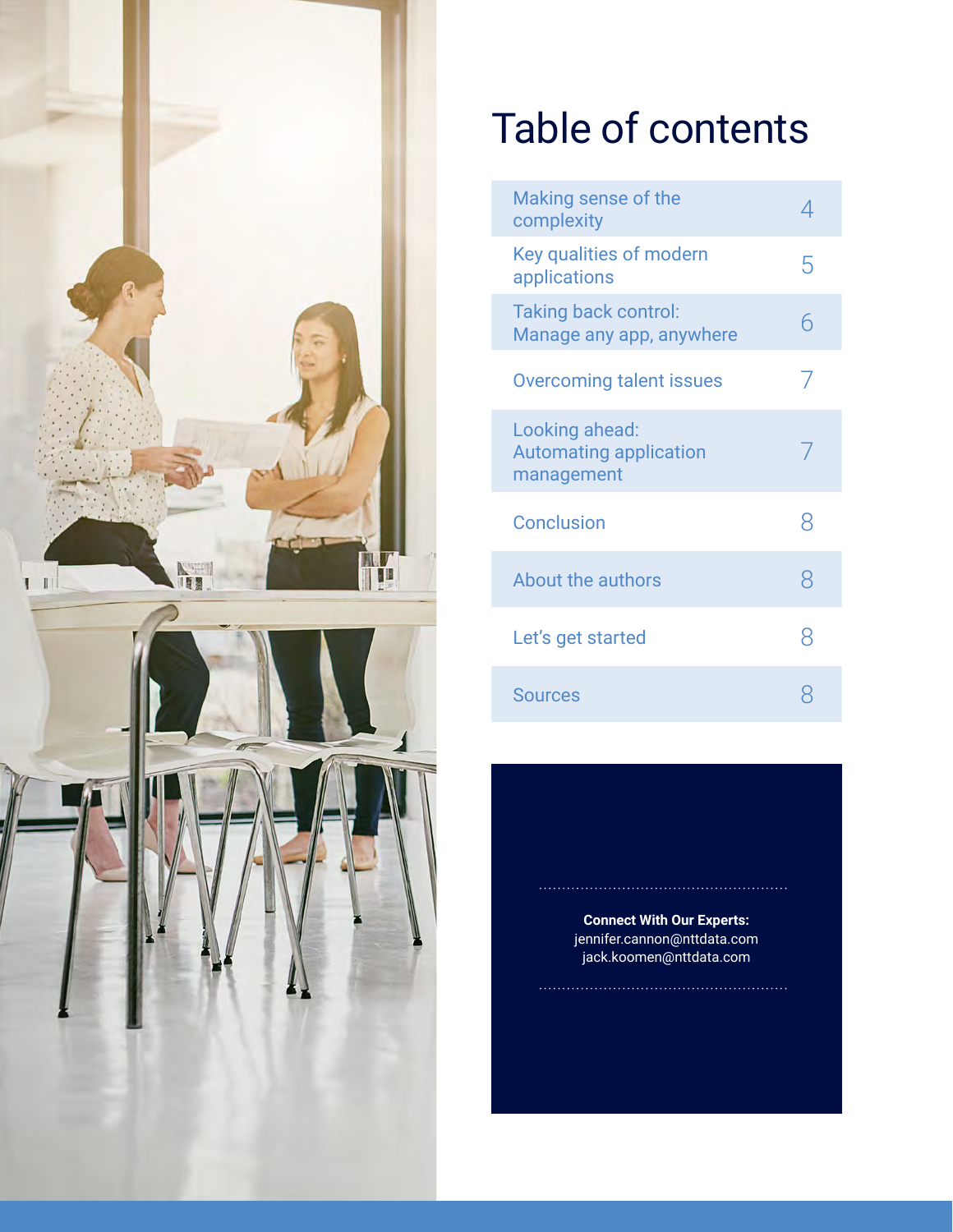# Table of contents

| | |
|---|---|
| Making sense of the complexity | 4 |
| Key qualities of modern applications | 5 |
| Taking back control: Manage any app, anywhere | 6 |
| Overcoming talent issues | 7 |
| Looking ahead: Automating application management | 7 |
| Conclusion | 8 |
| About the authors | 8 |
| Let’s get started | 8 |
| Sources | 8 |

**Connect With Our Experts:**
jennifer.cannon@nttdata.com
jack.koomen@nttdata.com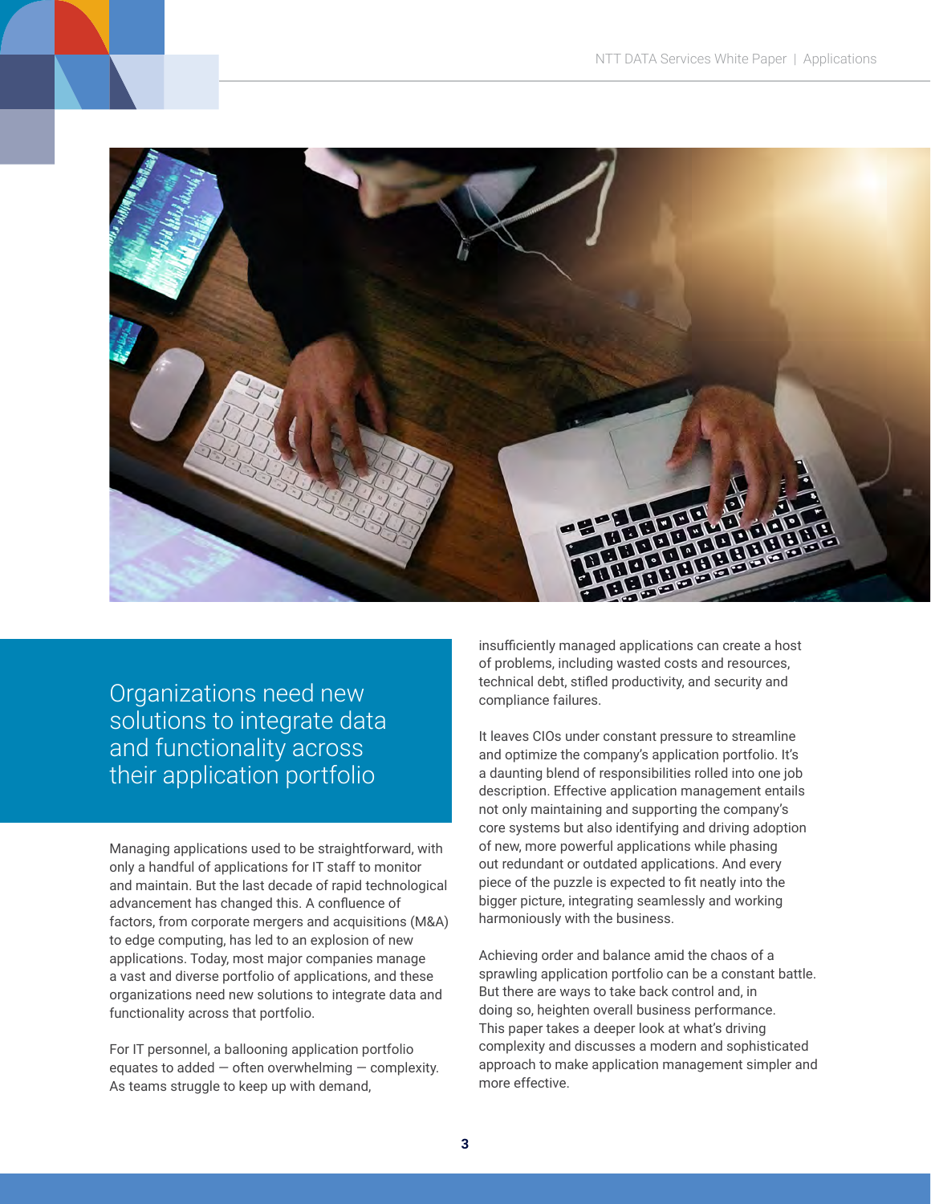## Organizations need new solutions to integrate data and functionality across their application portfolio

Managing applications used to be straightforward, with only a handful of applications for IT staff to monitor and maintain. But the last decade of rapid technological advancement has changed this. A confluence of factors, from corporate mergers and acquisitions (M&A) to edge computing, has led to an explosion of new applications. Today, most major companies manage a vast and diverse portfolio of applications, and these organizations need new solutions to integrate data and functionality across that portfolio.

For IT personnel, a ballooning application portfolio equates to added — often overwhelming — complexity. As teams struggle to keep up with demand, insufficiently managed applications can create a host of problems, including wasted costs and resources, technical debt, stifled productivity, and security and compliance failures.

It leaves CIOs under constant pressure to streamline and optimize the company's application portfolio. It's a daunting blend of responsibilities rolled into one job description. Effective application management entails not only maintaining and supporting the company's core systems but also identifying and driving adoption of new, more powerful applications while phasing out redundant or outdated applications. And every piece of the puzzle is expected to fit neatly into the bigger picture, integrating seamlessly and working harmoniously with the business.

Achieving order and balance amid the chaos of a sprawling application portfolio can be a constant battle. But there are ways to take back control and, in doing so, heighten overall business performance. This paper takes a deeper look at what's driving complexity and discusses a modern and sophisticated approach to make application management simpler and more effective.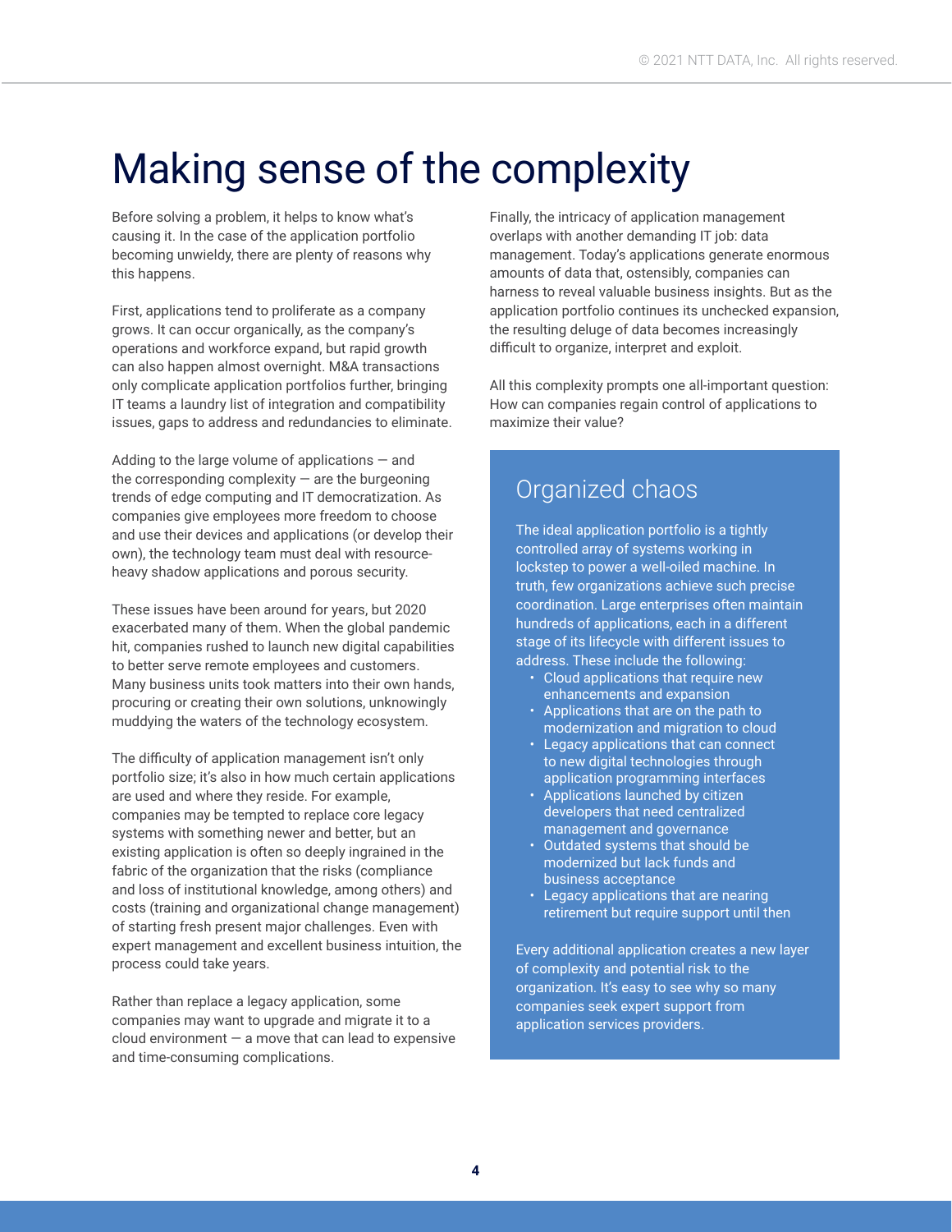# Making sense of the complexity

Before solving a problem, it helps to know what's causing it. In the case of the application portfolio becoming unwieldy, there are plenty of reasons why this happens.

First, applications tend to proliferate as a company grows. It can occur organically, as the company's operations and workforce expand, but rapid growth can also happen almost overnight. M&A transactions only complicate application portfolios further, bringing IT teams a laundry list of integration and compatibility issues, gaps to address and redundancies to eliminate.

Adding to the large volume of applications — and the corresponding complexity — are the burgeoning trends of edge computing and IT democratization. As companies give employees more freedom to choose and use their devices and applications (or develop their own), the technology team must deal with resource-heavy shadow applications and porous security.

These issues have been around for years, but 2020 exacerbated many of them. When the global pandemic hit, companies rushed to launch new digital capabilities to better serve remote employees and customers. Many business units took matters into their own hands, procuring or creating their own solutions, unknowingly muddying the waters of the technology ecosystem.

The difficulty of application management isn't only portfolio size; it's also in how much certain applications are used and where they reside. For example, companies may be tempted to replace core legacy systems with something newer and better, but an existing application is often so deeply ingrained in the fabric of the organization that the risks (compliance and loss of institutional knowledge, among others) and costs (training and organizational change management) of starting fresh present major challenges. Even with expert management and excellent business intuition, the process could take years.

Rather than replace a legacy application, some companies may want to upgrade and migrate it to a cloud environment — a move that can lead to expensive and time-consuming complications.

Finally, the intricacy of application management overlaps with another demanding IT job: data management. Today's applications generate enormous amounts of data that, ostensibly, companies can harness to reveal valuable business insights. But as the application portfolio continues its unchecked expansion, the resulting deluge of data becomes increasingly difficult to organize, interpret and exploit.

All this complexity prompts one all-important question: How can companies regain control of applications to maximize their value?

## Organized chaos

The ideal application portfolio is a tightly controlled array of systems working in lockstep to power a well-oiled machine. In truth, few organizations achieve such precise coordination. Large enterprises often maintain hundreds of applications, each in a different stage of its lifecycle with different issues to address. These include the following:

- Cloud applications that require new enhancements and expansion
- Applications that are on the path to modernization and migration to cloud
- Legacy applications that can connect to new digital technologies through application programming interfaces
- Applications launched by citizen developers that need centralized management and governance
- Outdated systems that should be modernized but lack funds and business acceptance
- Legacy applications that are nearing retirement but require support until then

Every additional application creates a new layer of complexity and potential risk to the organization. It's easy to see why so many companies seek expert support from application services providers.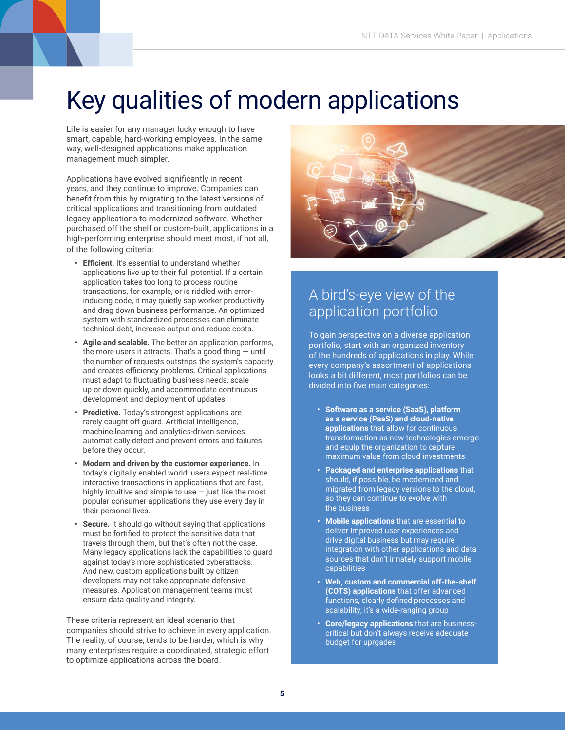# Key qualities of modern applications

Life is easier for any manager lucky enough to have smart, capable, hard-working employees. In the same way, well-designed applications make application management much simpler.

Applications have evolved significantly in recent years, and they continue to improve. Companies can benefit from this by migrating to the latest versions of critical applications and transitioning from outdated legacy applications to modernized software. Whether purchased off the shelf or custom-built, applications in a high-performing enterprise should meet most, if not all, of the following criteria:

- **Efficient.** It's essential to understand whether applications live up to their full potential. If a certain application takes too long to process routine transactions, for example, or is riddled with error-inducing code, it may quietly sap worker productivity and drag down business performance. An optimized system with standardized processes can eliminate technical debt, increase output and reduce costs.
- **Agile and scalable.** The better an application performs, the more users it attracts. That's a good thing — until the number of requests outstrips the system's capacity and creates efficiency problems. Critical applications must adapt to fluctuating business needs, scale up or down quickly, and accommodate continuous development and deployment of updates.
- **Predictive.** Today's strongest applications are rarely caught off guard. Artificial intelligence, machine learning and analytics-driven services automatically detect and prevent errors and failures before they occur.
- **Modern and driven by the customer experience.** In today's digitally enabled world, users expect real-time interactive transactions in applications that are fast, highly intuitive and simple to use — just like the most popular consumer applications they use every day in their personal lives.
- **Secure.** It should go without saying that applications must be fortified to protect the sensitive data that travels through them, but that's often not the case. Many legacy applications lack the capabilities to guard against today's more sophisticated cyberattacks. And new, custom applications built by citizen developers may not take appropriate defensive measures. Application management teams must ensure data quality and integrity.

These criteria represent an ideal scenario that companies should strive to achieve in every application. The reality, of course, tends to be harder, which is why many enterprises require a coordinated, strategic effort to optimize applications across the board.

## A bird's-eye view of the application portfolio

To gain perspective on a diverse application portfolio, start with an organized inventory of the hundreds of applications in play. While every company's assortment of applications looks a bit different, most portfolios can be divided into five main categories:

- **Software as a service (SaaS), platform as a service (PaaS) and cloud-native applications** that allow for continuous transformation as new technologies emerge and equip the organization to capture maximum value from cloud investments
- **Packaged and enterprise applications** that should, if possible, be modernized and migrated from legacy versions to the cloud, so they can continue to evolve with the business
- **Mobile applications** that are essential to deliver improved user experiences and drive digital business but may require integration with other applications and data sources that don't innately support mobile capabilities
- **Web, custom and commercial off-the-shelf (COTS) applications** that offer advanced functions, clearly defined processes and scalability; it's a wide-ranging group
- **Core/legacy applications** that are business-critical but don't always receive adequate budget for uprgades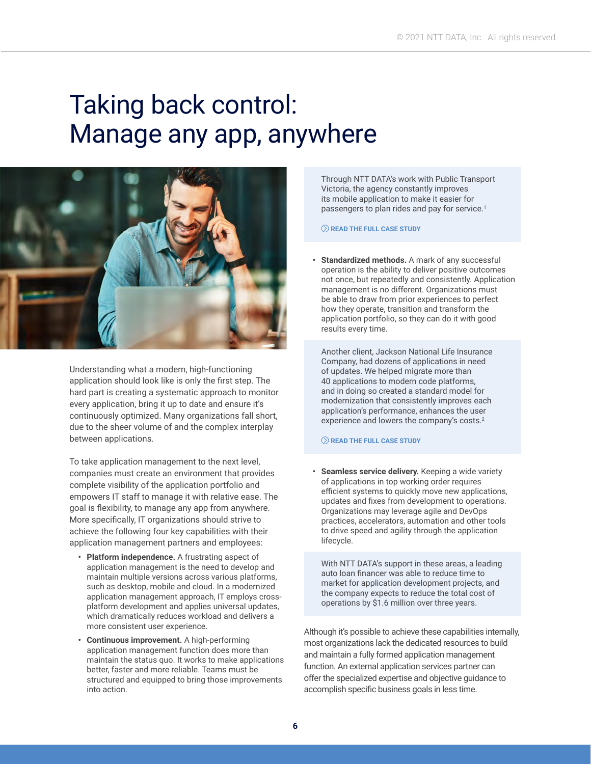# Taking back control: Manage any app, anywhere

Understanding what a modern, high-functioning application should look like is only the first step. The hard part is creating a systematic approach to monitor every application, bring it up to date and ensure it's continuously optimized. Many organizations fall short, due to the sheer volume of and the complex interplay between applications.

To take application management to the next level, companies must create an environment that provides complete visibility of the application portfolio and empowers IT staff to manage it with relative ease. The goal is flexibility, to manage any app from anywhere. More specifically, IT organizations should strive to achieve the following four key capabilities with their application management partners and employees:

- **Platform independence.** A frustrating aspect of application management is the need to develop and maintain multiple versions across various platforms, such as desktop, mobile and cloud. In a modernized application management approach, IT employs cross-platform development and applies universal updates, which dramatically reduces workload and delivers a more consistent user experience.
- **Continuous improvement.** A high-performing application management function does more than maintain the status quo. It works to make applications better, faster and more reliable. Teams must be structured and equipped to bring those improvements into action.

> Through NTT DATA's work with Public Transport Victoria, the agency constantly improves its mobile application to make it easier for passengers to plan rides and pay for service.[1]
>
> READ THE FULL CASE STUDY

- **Standardized methods.** A mark of any successful operation is the ability to deliver positive outcomes not once, but repeatedly and consistently. Application management is no different. Organizations must be able to draw from prior experiences to perfect how they operate, transition and transform the application portfolio, so they can do it with good results every time.

> Another client, Jackson National Life Insurance Company, had dozens of applications in need of updates. We helped migrate more than 40 applications to modern code platforms, and in doing so created a standard model for modernization that consistently improves each application's performance, enhances the user experience and lowers the company's costs.[2]
>
> READ THE FULL CASE STUDY

- **Seamless service delivery.** Keeping a wide variety of applications in top working order requires efficient systems to quickly move new applications, updates and fixes from development to operations. Organizations may leverage agile and DevOps practices, accelerators, automation and other tools to drive speed and agility through the application lifecycle.

> With NTT DATA's support in these areas, a leading auto loan financer was able to reduce time to market for application development projects, and the company expects to reduce the total cost of operations by $1.6 million over three years.

Although it's possible to achieve these capabilities internally, most organizations lack the dedicated resources to build and maintain a fully formed application management function. An external application services partner can offer the specialized expertise and objective guidance to accomplish specific business goals in less time.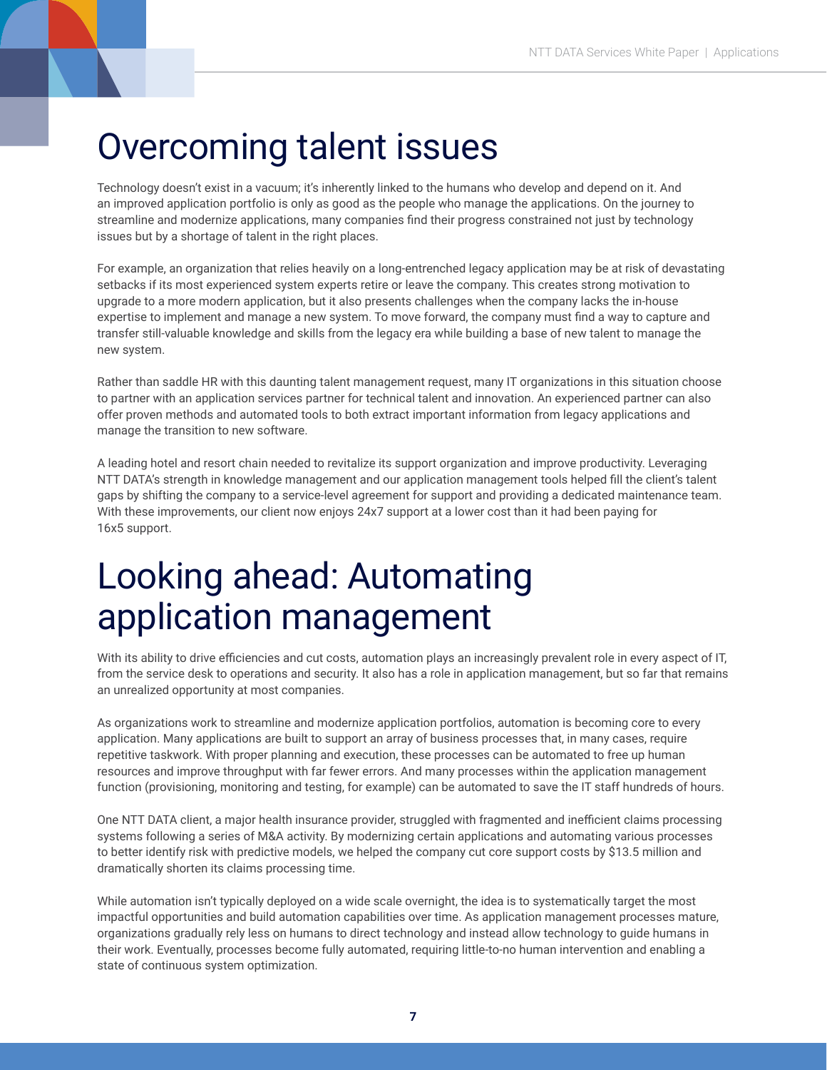# Overcoming talent issues

Technology doesn't exist in a vacuum; it's inherently linked to the humans who develop and depend on it. And an improved application portfolio is only as good as the people who manage the applications. On the journey to streamline and modernize applications, many companies find their progress constrained not just by technology issues but by a shortage of talent in the right places.

For example, an organization that relies heavily on a long-entrenched legacy application may be at risk of devastating setbacks if its most experienced system experts retire or leave the company. This creates strong motivation to upgrade to a more modern application, but it also presents challenges when the company lacks the in-house expertise to implement and manage a new system. To move forward, the company must find a way to capture and transfer still-valuable knowledge and skills from the legacy era while building a base of new talent to manage the new system.

Rather than saddle HR with this daunting talent management request, many IT organizations in this situation choose to partner with an application services partner for technical talent and innovation. An experienced partner can also offer proven methods and automated tools to both extract important information from legacy applications and manage the transition to new software.

A leading hotel and resort chain needed to revitalize its support organization and improve productivity. Leveraging NTT DATA's strength in knowledge management and our application management tools helped fill the client's talent gaps by shifting the company to a service-level agreement for support and providing a dedicated maintenance team. With these improvements, our client now enjoys 24x7 support at a lower cost than it had been paying for 16x5 support.

# Looking ahead: Automating application management

With its ability to drive efficiencies and cut costs, automation plays an increasingly prevalent role in every aspect of IT, from the service desk to operations and security. It also has a role in application management, but so far that remains an unrealized opportunity at most companies.

As organizations work to streamline and modernize application portfolios, automation is becoming core to every application. Many applications are built to support an array of business processes that, in many cases, require repetitive taskwork. With proper planning and execution, these processes can be automated to free up human resources and improve throughput with far fewer errors. And many processes within the application management function (provisioning, monitoring and testing, for example) can be automated to save the IT staff hundreds of hours.

One NTT DATA client, a major health insurance provider, struggled with fragmented and inefficient claims processing systems following a series of M&A activity. By modernizing certain applications and automating various processes to better identify risk with predictive models, we helped the company cut core support costs by $13.5 million and dramatically shorten its claims processing time.

While automation isn't typically deployed on a wide scale overnight, the idea is to systematically target the most impactful opportunities and build automation capabilities over time. As application management processes mature, organizations gradually rely less on humans to direct technology and instead allow technology to guide humans in their work. Eventually, processes become fully automated, requiring little-to-no human intervention and enabling a state of continuous system optimization.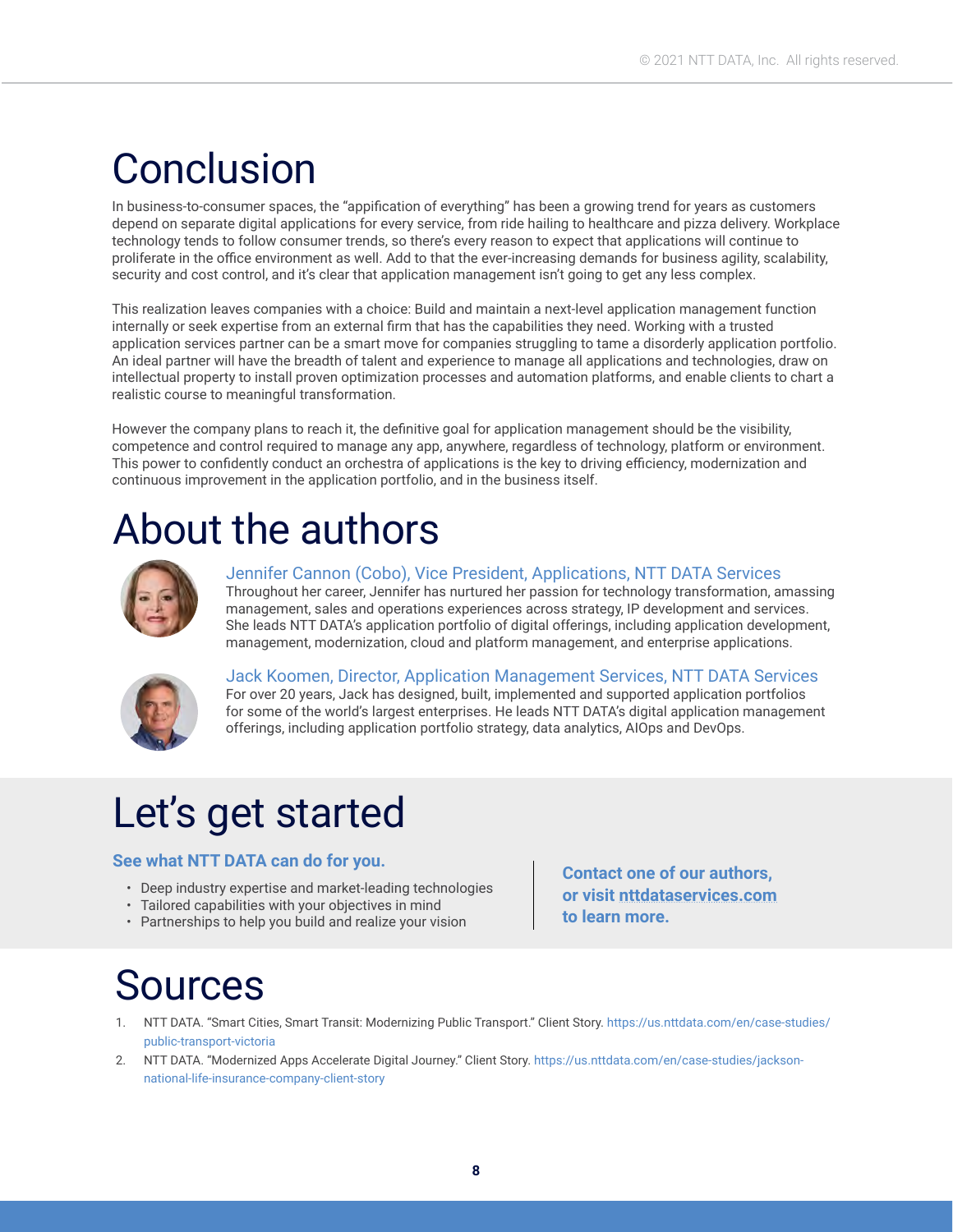# Conclusion

In business-to-consumer spaces, the "appification of everything" has been a growing trend for years as customers depend on separate digital applications for every service, from ride hailing to healthcare and pizza delivery. Workplace technology tends to follow consumer trends, so there's every reason to expect that applications will continue to proliferate in the office environment as well. Add to that the ever-increasing demands for business agility, scalability, security and cost control, and it's clear that application management isn't going to get any less complex.

This realization leaves companies with a choice: Build and maintain a next-level application management function internally or seek expertise from an external firm that has the capabilities they need. Working with a trusted application services partner can be a smart move for companies struggling to tame a disorderly application portfolio. An ideal partner will have the breadth of talent and experience to manage all applications and technologies, draw on intellectual property to install proven optimization processes and automation platforms, and enable clients to chart a realistic course to meaningful transformation.

However the company plans to reach it, the definitive goal for application management should be the visibility, competence and control required to manage any app, anywhere, regardless of technology, platform or environment. This power to confidently conduct an orchestra of applications is the key to driving efficiency, modernization and continuous improvement in the application portfolio, and in the business itself.

# About the authors

### Jennifer Cannon (Cobo), Vice President, Applications, NTT DATA Services

Throughout her career, Jennifer has nurtured her passion for technology transformation, amassing management, sales and operations experiences across strategy, IP development and services. She leads NTT DATA's application portfolio of digital offerings, including application development, management, modernization, cloud and platform management, and enterprise applications.

### Jack Koomen, Director, Application Management Services, NTT DATA Services

For over 20 years, Jack has designed, built, implemented and supported application portfolios for some of the world's largest enterprises. He leads NTT DATA's digital application management offerings, including application portfolio strategy, data analytics, AIOps and DevOps.

# Let's get started

**See what NTT DATA can do for you.**

- Deep industry expertise and market-leading technologies
- Tailored capabilities with your objectives in mind
- Partnerships to help you build and realize your vision

**Contact one of our authors, or visit nttdataservices.com to learn more.**

# Sources

1. NTT DATA. "Smart Cities, Smart Transit: Modernizing Public Transport." Client Story. https://us.nttdata.com/en/case-studies/public-transport-victoria
2. NTT DATA. "Modernized Apps Accelerate Digital Journey." Client Story. https://us.nttdata.com/en/case-studies/jackson-national-life-insurance-company-client-story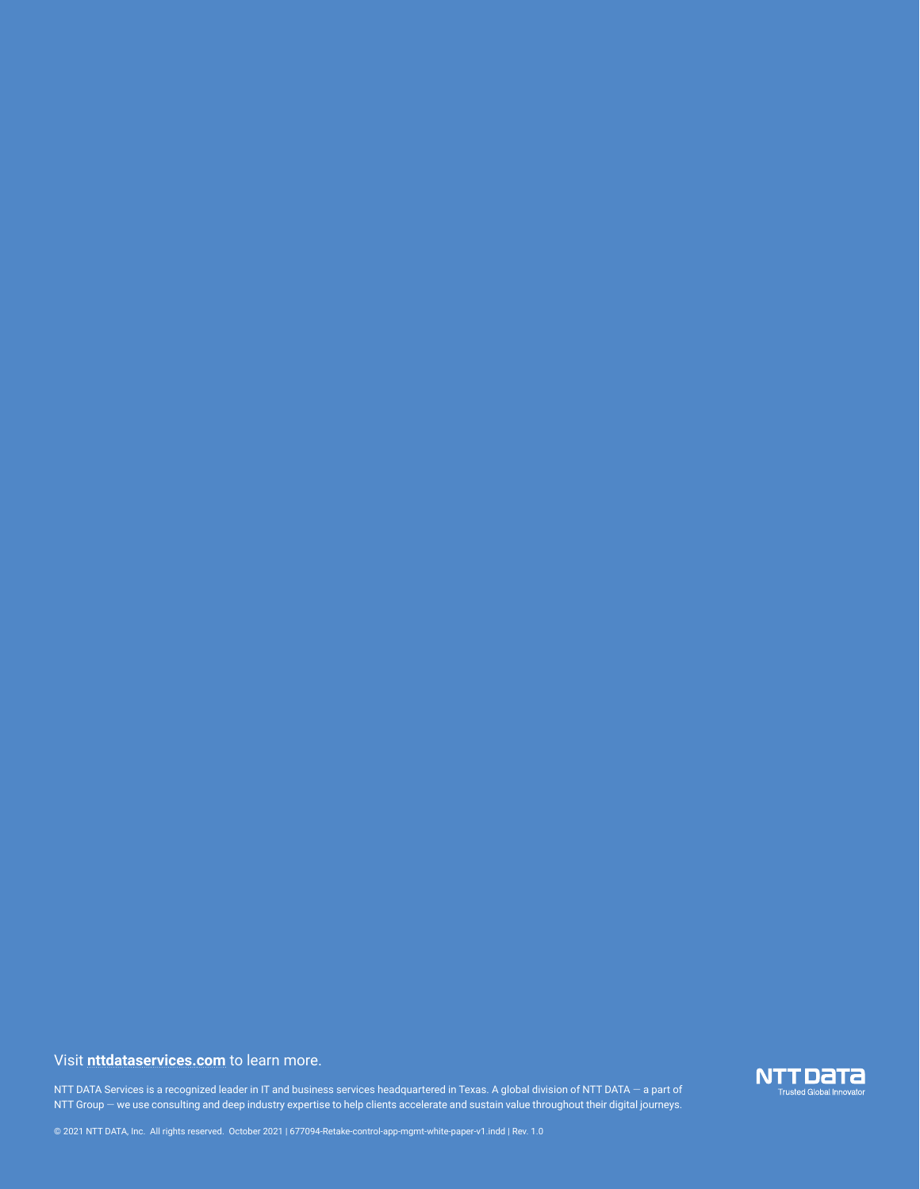Visit **nttdataservices.com** to learn more.

NTT DATA Services is a recognized leader in IT and business services headquartered in Texas. A global division of NTT DATA — a part of NTT Group — we use consulting and deep industry expertise to help clients accelerate and sustain value throughout their digital journeys.

NTT DATA
Trusted Global Innovator

© 2021 NTT DATA, Inc. All rights reserved. October 2021 | 677094-Retake-control-app-mgmt-white-paper-v1.indd | Rev. 1.0